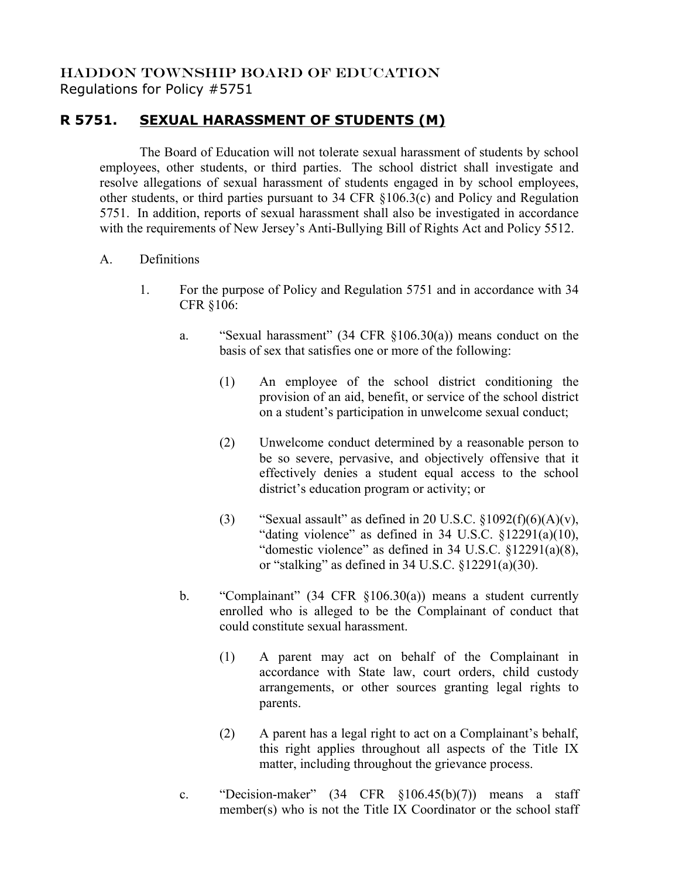HADDON TOWNSHIP BOARD OF EDUCATION
Regulations for Policy #5751

## R 5751. SEXUAL HARASSMENT OF STUDENTS (M)

The Board of Education will not tolerate sexual harassment of students by school employees, other students, or third parties. The school district shall investigate and resolve allegations of sexual harassment of students engaged in by school employees, other students, or third parties pursuant to 34 CFR §106.3(c) and Policy and Regulation 5751. In addition, reports of sexual harassment shall also be investigated in accordance with the requirements of New Jersey's Anti-Bullying Bill of Rights Act and Policy 5512.

A. Definitions

1. For the purpose of Policy and Regulation 5751 and in accordance with 34 CFR §106:

   a. "Sexual harassment" (34 CFR §106.30(a)) means conduct on the basis of sex that satisfies one or more of the following:

      (1) An employee of the school district conditioning the provision of an aid, benefit, or service of the school district on a student's participation in unwelcome sexual conduct;

      (2) Unwelcome conduct determined by a reasonable person to be so severe, pervasive, and objectively offensive that it effectively denies a student equal access to the school district's education program or activity; or

      (3) "Sexual assault" as defined in 20 U.S.C. §1092(f)(6)(A)(v), "dating violence" as defined in 34 U.S.C. §12291(a)(10), "domestic violence" as defined in 34 U.S.C. §12291(a)(8), or "stalking" as defined in 34 U.S.C. §12291(a)(30).

   b. "Complainant" (34 CFR §106.30(a)) means a student currently enrolled who is alleged to be the Complainant of conduct that could constitute sexual harassment.

      (1) A parent may act on behalf of the Complainant in accordance with State law, court orders, child custody arrangements, or other sources granting legal rights to parents.

      (2) A parent has a legal right to act on a Complainant's behalf, this right applies throughout all aspects of the Title IX matter, including throughout the grievance process.

   c. "Decision-maker" (34 CFR §106.45(b)(7)) means a staff member(s) who is not the Title IX Coordinator or the school staff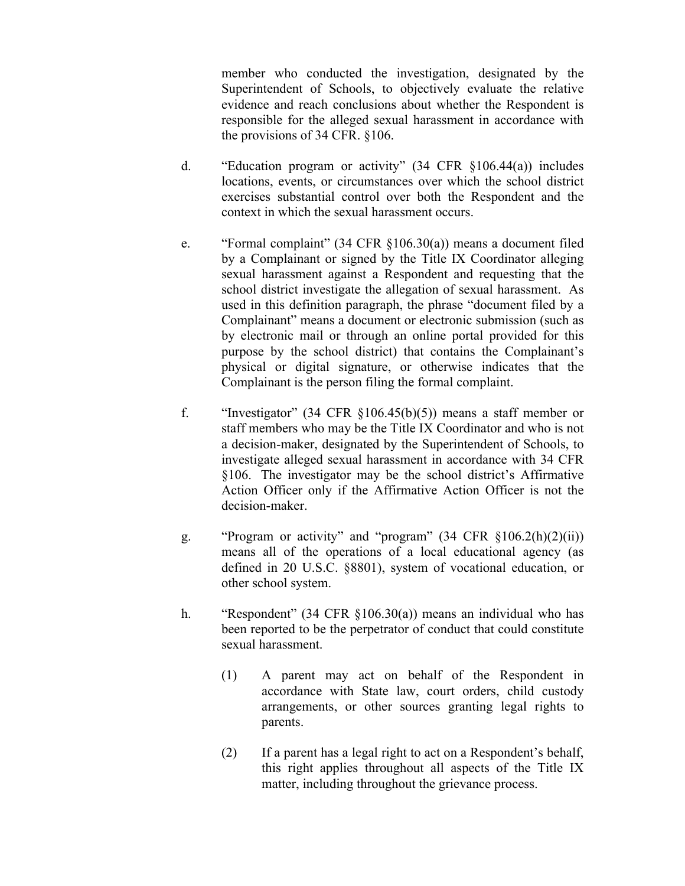member who conducted the investigation, designated by the Superintendent of Schools, to objectively evaluate the relative evidence and reach conclusions about whether the Respondent is responsible for the alleged sexual harassment in accordance with the provisions of 34 CFR. §106.

d. "Education program or activity" (34 CFR §106.44(a)) includes locations, events, or circumstances over which the school district exercises substantial control over both the Respondent and the context in which the sexual harassment occurs.

e. "Formal complaint" (34 CFR §106.30(a)) means a document filed by a Complainant or signed by the Title IX Coordinator alleging sexual harassment against a Respondent and requesting that the school district investigate the allegation of sexual harassment. As used in this definition paragraph, the phrase "document filed by a Complainant" means a document or electronic submission (such as by electronic mail or through an online portal provided for this purpose by the school district) that contains the Complainant's physical or digital signature, or otherwise indicates that the Complainant is the person filing the formal complaint.

f. "Investigator" (34 CFR §106.45(b)(5)) means a staff member or staff members who may be the Title IX Coordinator and who is not a decision-maker, designated by the Superintendent of Schools, to investigate alleged sexual harassment in accordance with 34 CFR §106. The investigator may be the school district's Affirmative Action Officer only if the Affirmative Action Officer is not the decision-maker.

g. "Program or activity" and "program" (34 CFR §106.2(h)(2)(ii)) means all of the operations of a local educational agency (as defined in 20 U.S.C. §8801), system of vocational education, or other school system.

h. "Respondent" (34 CFR §106.30(a)) means an individual who has been reported to be the perpetrator of conduct that could constitute sexual harassment.

   (1) A parent may act on behalf of the Respondent in accordance with State law, court orders, child custody arrangements, or other sources granting legal rights to parents.

   (2) If a parent has a legal right to act on a Respondent's behalf, this right applies throughout all aspects of the Title IX matter, including throughout the grievance process.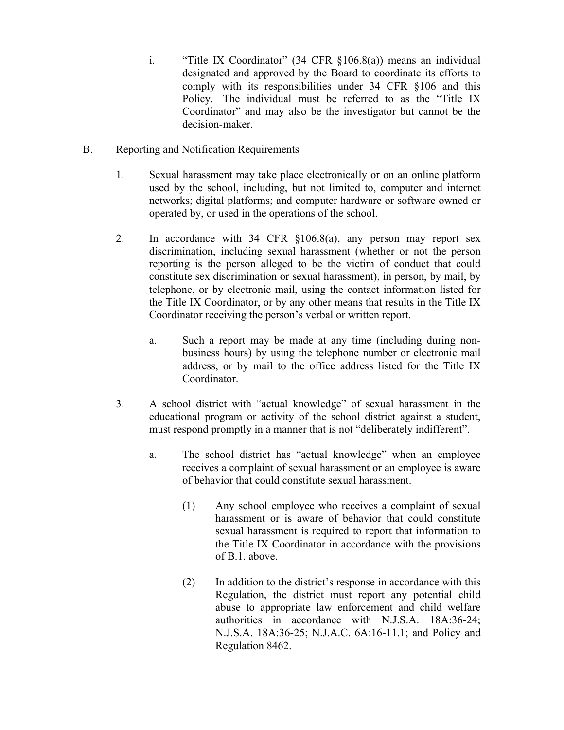i. "Title IX Coordinator" (34 CFR §106.8(a)) means an individual designated and approved by the Board to coordinate its efforts to comply with its responsibilities under 34 CFR §106 and this Policy. The individual must be referred to as the "Title IX Coordinator" and may also be the investigator but cannot be the decision-maker.

B. Reporting and Notification Requirements

1. Sexual harassment may take place electronically or on an online platform used by the school, including, but not limited to, computer and internet networks; digital platforms; and computer hardware or software owned or operated by, or used in the operations of the school.

2. In accordance with 34 CFR §106.8(a), any person may report sex discrimination, including sexual harassment (whether or not the person reporting is the person alleged to be the victim of conduct that could constitute sex discrimination or sexual harassment), in person, by mail, by telephone, or by electronic mail, using the contact information listed for the Title IX Coordinator, or by any other means that results in the Title IX Coordinator receiving the person's verbal or written report.

   a. Such a report may be made at any time (including during non-business hours) by using the telephone number or electronic mail address, or by mail to the office address listed for the Title IX Coordinator.

3. A school district with "actual knowledge" of sexual harassment in the educational program or activity of the school district against a student, must respond promptly in a manner that is not "deliberately indifferent".

   a. The school district has "actual knowledge" when an employee receives a complaint of sexual harassment or an employee is aware of behavior that could constitute sexual harassment.

      (1) Any school employee who receives a complaint of sexual harassment or is aware of behavior that could constitute sexual harassment is required to report that information to the Title IX Coordinator in accordance with the provisions of B.1. above.

      (2) In addition to the district's response in accordance with this Regulation, the district must report any potential child abuse to appropriate law enforcement and child welfare authorities in accordance with N.J.S.A. 18A:36-24; N.J.S.A. 18A:36-25; N.J.A.C. 6A:16-11.1; and Policy and Regulation 8462.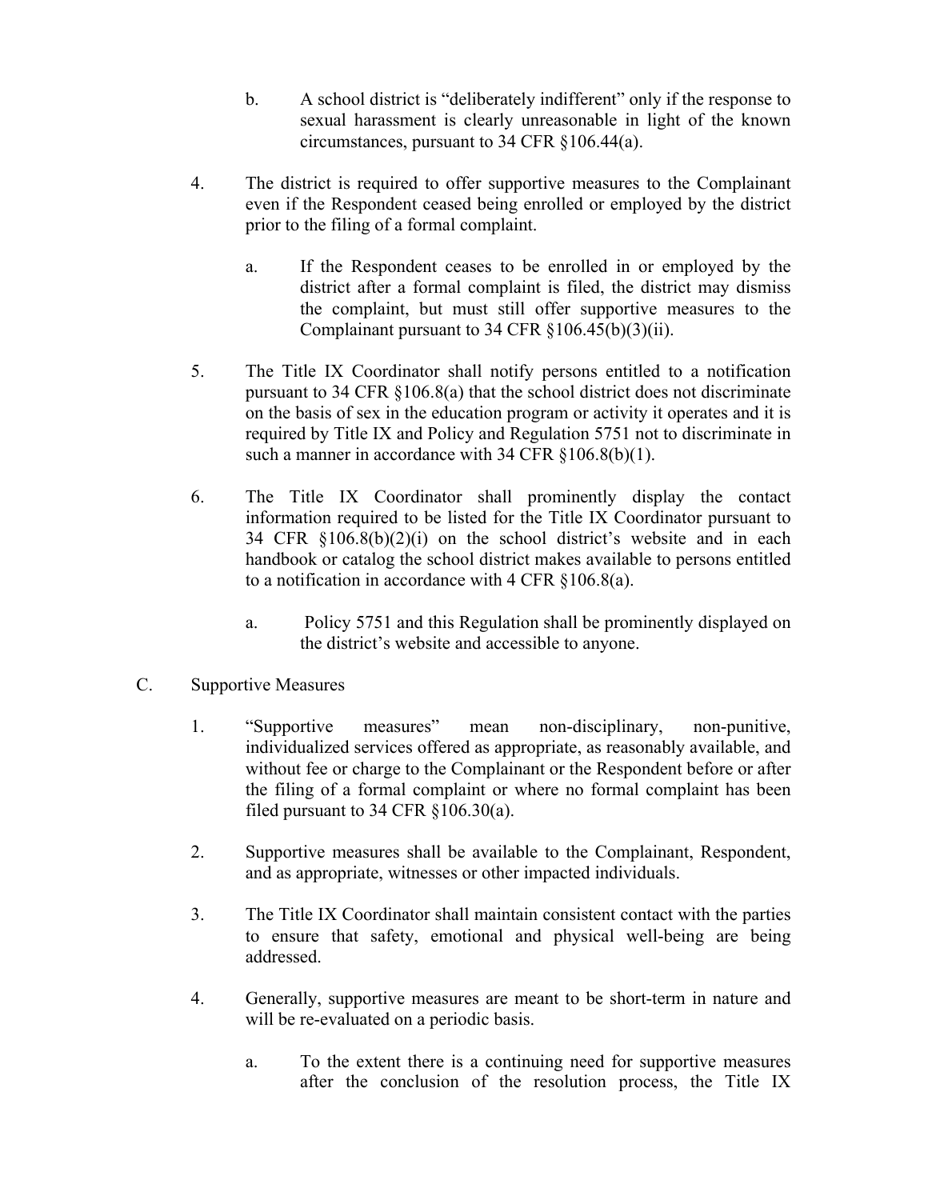b. A school district is "deliberately indifferent" only if the response to sexual harassment is clearly unreasonable in light of the known circumstances, pursuant to 34 CFR §106.44(a).

4. The district is required to offer supportive measures to the Complainant even if the Respondent ceased being enrolled or employed by the district prior to the filing of a formal complaint.

   a. If the Respondent ceases to be enrolled in or employed by the district after a formal complaint is filed, the district may dismiss the complaint, but must still offer supportive measures to the Complainant pursuant to 34 CFR §106.45(b)(3)(ii).

5. The Title IX Coordinator shall notify persons entitled to a notification pursuant to 34 CFR §106.8(a) that the school district does not discriminate on the basis of sex in the education program or activity it operates and it is required by Title IX and Policy and Regulation 5751 not to discriminate in such a manner in accordance with 34 CFR §106.8(b)(1).

6. The Title IX Coordinator shall prominently display the contact information required to be listed for the Title IX Coordinator pursuant to 34 CFR §106.8(b)(2)(i) on the school district's website and in each handbook or catalog the school district makes available to persons entitled to a notification in accordance with 4 CFR §106.8(a).

   a. Policy 5751 and this Regulation shall be prominently displayed on the district's website and accessible to anyone.

C. Supportive Measures

1. "Supportive measures" mean non-disciplinary, non-punitive, individualized services offered as appropriate, as reasonably available, and without fee or charge to the Complainant or the Respondent before or after the filing of a formal complaint or where no formal complaint has been filed pursuant to 34 CFR §106.30(a).

2. Supportive measures shall be available to the Complainant, Respondent, and as appropriate, witnesses or other impacted individuals.

3. The Title IX Coordinator shall maintain consistent contact with the parties to ensure that safety, emotional and physical well-being are being addressed.

4. Generally, supportive measures are meant to be short-term in nature and will be re-evaluated on a periodic basis.

   a. To the extent there is a continuing need for supportive measures after the conclusion of the resolution process, the Title IX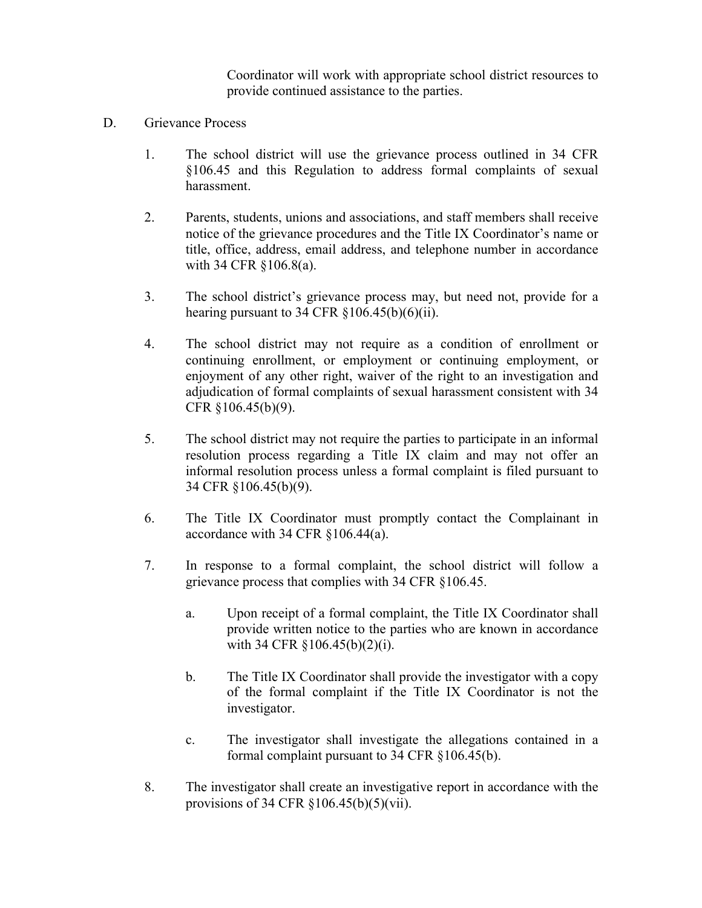Coordinator will work with appropriate school district resources to provide continued assistance to the parties.

D. Grievance Process

1. The school district will use the grievance process outlined in 34 CFR §106.45 and this Regulation to address formal complaints of sexual harassment.

2. Parents, students, unions and associations, and staff members shall receive notice of the grievance procedures and the Title IX Coordinator's name or title, office, address, email address, and telephone number in accordance with 34 CFR §106.8(a).

3. The school district's grievance process may, but need not, provide for a hearing pursuant to 34 CFR §106.45(b)(6)(ii).

4. The school district may not require as a condition of enrollment or continuing enrollment, or employment or continuing employment, or enjoyment of any other right, waiver of the right to an investigation and adjudication of formal complaints of sexual harassment consistent with 34 CFR §106.45(b)(9).

5. The school district may not require the parties to participate in an informal resolution process regarding a Title IX claim and may not offer an informal resolution process unless a formal complaint is filed pursuant to 34 CFR §106.45(b)(9).

6. The Title IX Coordinator must promptly contact the Complainant in accordance with 34 CFR §106.44(a).

7. In response to a formal complaint, the school district will follow a grievance process that complies with 34 CFR §106.45.

   a. Upon receipt of a formal complaint, the Title IX Coordinator shall provide written notice to the parties who are known in accordance with 34 CFR §106.45(b)(2)(i).

   b. The Title IX Coordinator shall provide the investigator with a copy of the formal complaint if the Title IX Coordinator is not the investigator.

   c. The investigator shall investigate the allegations contained in a formal complaint pursuant to 34 CFR §106.45(b).

8. The investigator shall create an investigative report in accordance with the provisions of 34 CFR §106.45(b)(5)(vii).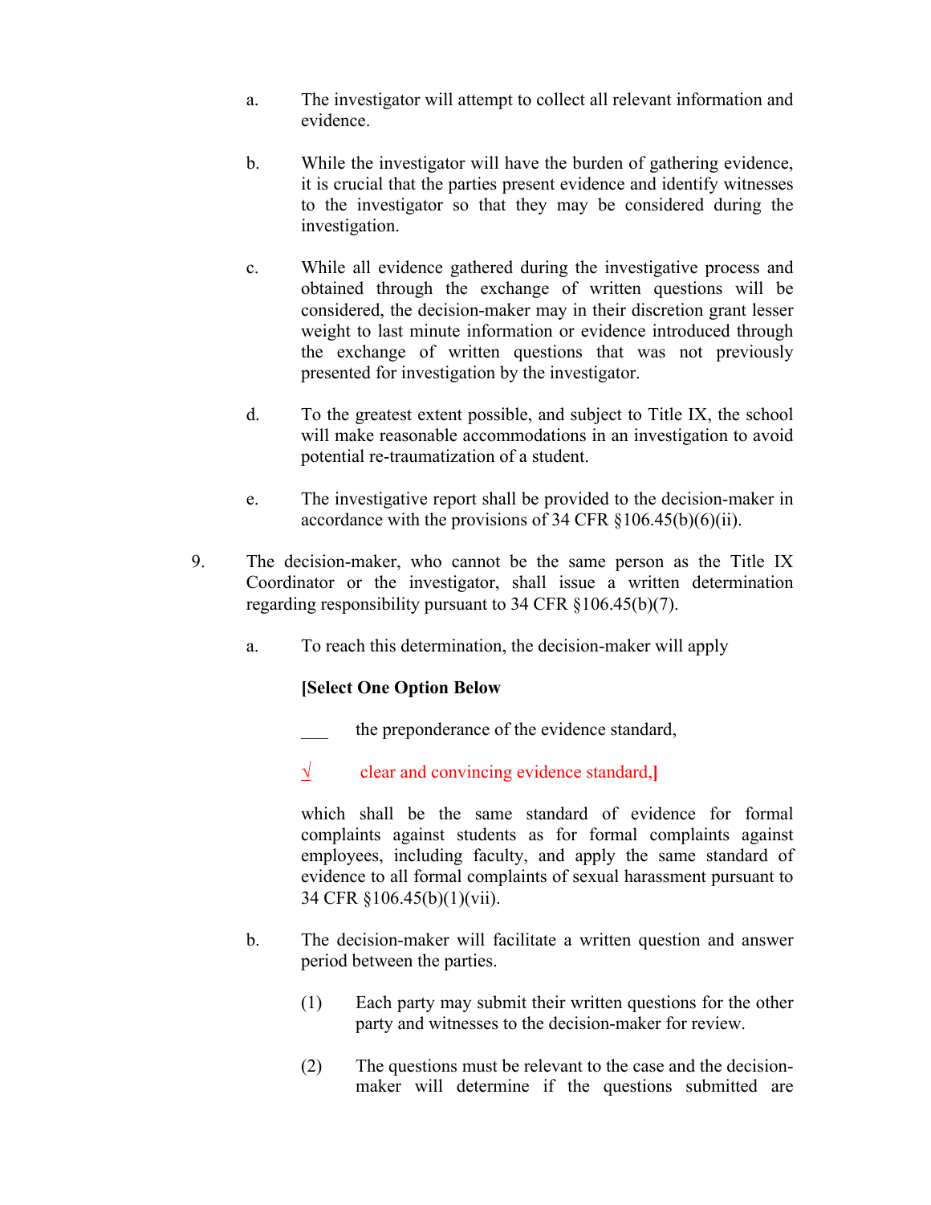a. The investigator will attempt to collect all relevant information and evidence.

b. While the investigator will have the burden of gathering evidence, it is crucial that the parties present evidence and identify witnesses to the investigator so that they may be considered during the investigation.

c. While all evidence gathered during the investigative process and obtained through the exchange of written questions will be considered, the decision-maker may in their discretion grant lesser weight to last minute information or evidence introduced through the exchange of written questions that was not previously presented for investigation by the investigator.

d. To the greatest extent possible, and subject to Title IX, the school will make reasonable accommodations in an investigation to avoid potential re-traumatization of a student.

e. The investigative report shall be provided to the decision-maker in accordance with the provisions of 34 CFR §106.45(b)(6)(ii).

9. The decision-maker, who cannot be the same person as the Title IX Coordinator or the investigator, shall issue a written determination regarding responsibility pursuant to 34 CFR §106.45(b)(7).

   a. To reach this determination, the decision-maker will apply

      **[Select One Option Below**

      ___ the preponderance of the evidence standard,

      √ clear and convincing evidence standard,**]**

      which shall be the same standard of evidence for formal complaints against students as for formal complaints against employees, including faculty, and apply the same standard of evidence to all formal complaints of sexual harassment pursuant to 34 CFR §106.45(b)(1)(vii).

   b. The decision-maker will facilitate a written question and answer period between the parties.

      (1) Each party may submit their written questions for the other party and witnesses to the decision-maker for review.

      (2) The questions must be relevant to the case and the decision-maker will determine if the questions submitted are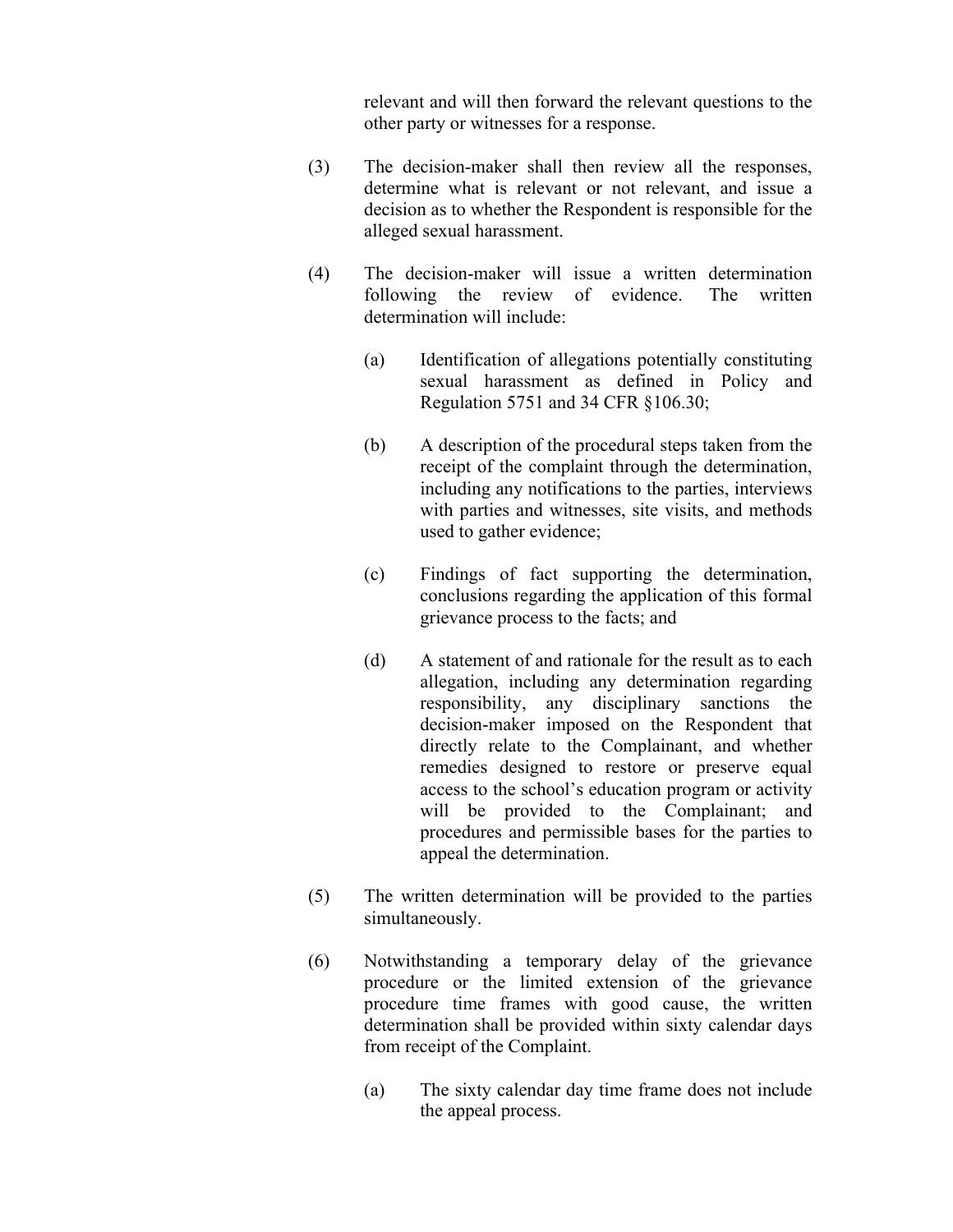relevant and will then forward the relevant questions to the other party or witnesses for a response.

(3) The decision-maker shall then review all the responses, determine what is relevant or not relevant, and issue a decision as to whether the Respondent is responsible for the alleged sexual harassment.

(4) The decision-maker will issue a written determination following the review of evidence. The written determination will include:

   (a) Identification of allegations potentially constituting sexual harassment as defined in Policy and Regulation 5751 and 34 CFR §106.30;

   (b) A description of the procedural steps taken from the receipt of the complaint through the determination, including any notifications to the parties, interviews with parties and witnesses, site visits, and methods used to gather evidence;

   (c) Findings of fact supporting the determination, conclusions regarding the application of this formal grievance process to the facts; and

   (d) A statement of and rationale for the result as to each allegation, including any determination regarding responsibility, any disciplinary sanctions the decision-maker imposed on the Respondent that directly relate to the Complainant, and whether remedies designed to restore or preserve equal access to the school's education program or activity will be provided to the Complainant; and procedures and permissible bases for the parties to appeal the determination.

(5) The written determination will be provided to the parties simultaneously.

(6) Notwithstanding a temporary delay of the grievance procedure or the limited extension of the grievance procedure time frames with good cause, the written determination shall be provided within sixty calendar days from receipt of the Complaint.

   (a) The sixty calendar day time frame does not include the appeal process.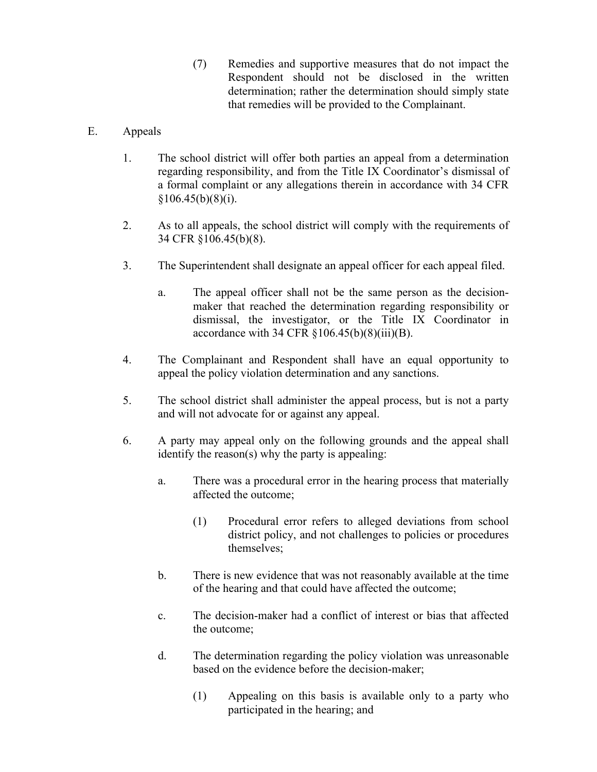(7) Remedies and supportive measures that do not impact the Respondent should not be disclosed in the written determination; rather the determination should simply state that remedies will be provided to the Complainant.

E. Appeals

1. The school district will offer both parties an appeal from a determination regarding responsibility, and from the Title IX Coordinator's dismissal of a formal complaint or any allegations therein in accordance with 34 CFR §106.45(b)(8)(i).

2. As to all appeals, the school district will comply with the requirements of 34 CFR §106.45(b)(8).

3. The Superintendent shall designate an appeal officer for each appeal filed.

   a. The appeal officer shall not be the same person as the decision-maker that reached the determination regarding responsibility or dismissal, the investigator, or the Title IX Coordinator in accordance with 34 CFR §106.45(b)(8)(iii)(B).

4. The Complainant and Respondent shall have an equal opportunity to appeal the policy violation determination and any sanctions.

5. The school district shall administer the appeal process, but is not a party and will not advocate for or against any appeal.

6. A party may appeal only on the following grounds and the appeal shall identify the reason(s) why the party is appealing:

   a. There was a procedural error in the hearing process that materially affected the outcome;

      (1) Procedural error refers to alleged deviations from school district policy, and not challenges to policies or procedures themselves;

   b. There is new evidence that was not reasonably available at the time of the hearing and that could have affected the outcome;

   c. The decision-maker had a conflict of interest or bias that affected the outcome;

   d. The determination regarding the policy violation was unreasonable based on the evidence before the decision-maker;

      (1) Appealing on this basis is available only to a party who participated in the hearing; and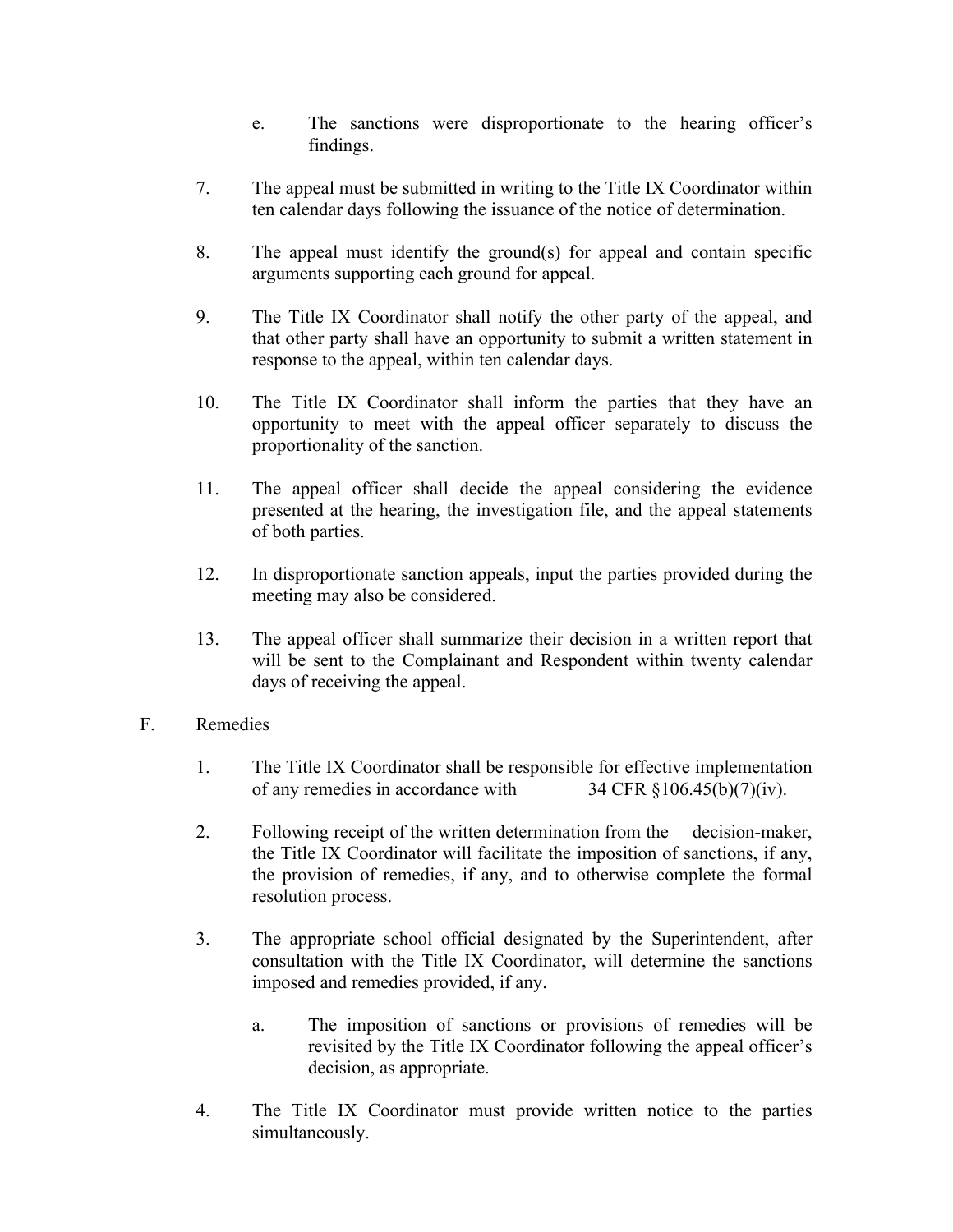e. The sanctions were disproportionate to the hearing officer's findings.

7. The appeal must be submitted in writing to the Title IX Coordinator within ten calendar days following the issuance of the notice of determination.

8. The appeal must identify the ground(s) for appeal and contain specific arguments supporting each ground for appeal.

9. The Title IX Coordinator shall notify the other party of the appeal, and that other party shall have an opportunity to submit a written statement in response to the appeal, within ten calendar days.

10. The Title IX Coordinator shall inform the parties that they have an opportunity to meet with the appeal officer separately to discuss the proportionality of the sanction.

11. The appeal officer shall decide the appeal considering the evidence presented at the hearing, the investigation file, and the appeal statements of both parties.

12. In disproportionate sanction appeals, input the parties provided during the meeting may also be considered.

13. The appeal officer shall summarize their decision in a written report that will be sent to the Complainant and Respondent within twenty calendar days of receiving the appeal.

F. Remedies

1. The Title IX Coordinator shall be responsible for effective implementation of any remedies in accordance with 34 CFR §106.45(b)(7)(iv).

2. Following receipt of the written determination from the decision-maker, the Title IX Coordinator will facilitate the imposition of sanctions, if any, the provision of remedies, if any, and to otherwise complete the formal resolution process.

3. The appropriate school official designated by the Superintendent, after consultation with the Title IX Coordinator, will determine the sanctions imposed and remedies provided, if any.

   a. The imposition of sanctions or provisions of remedies will be revisited by the Title IX Coordinator following the appeal officer's decision, as appropriate.

4. The Title IX Coordinator must provide written notice to the parties simultaneously.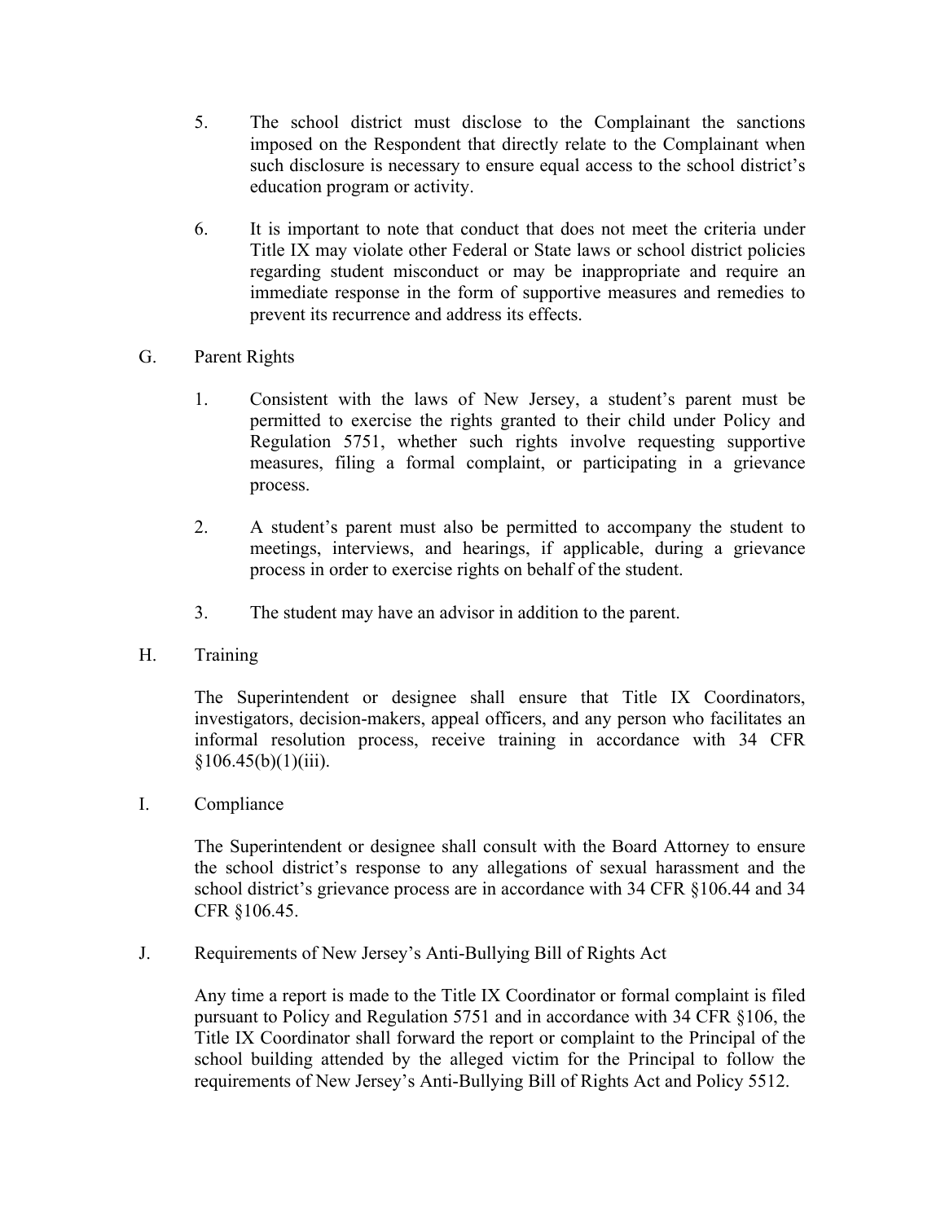5. The school district must disclose to the Complainant the sanctions imposed on the Respondent that directly relate to the Complainant when such disclosure is necessary to ensure equal access to the school district's education program or activity.

6. It is important to note that conduct that does not meet the criteria under Title IX may violate other Federal or State laws or school district policies regarding student misconduct or may be inappropriate and require an immediate response in the form of supportive measures and remedies to prevent its recurrence and address its effects.

G. Parent Rights

1. Consistent with the laws of New Jersey, a student's parent must be permitted to exercise the rights granted to their child under Policy and Regulation 5751, whether such rights involve requesting supportive measures, filing a formal complaint, or participating in a grievance process.

2. A student's parent must also be permitted to accompany the student to meetings, interviews, and hearings, if applicable, during a grievance process in order to exercise rights on behalf of the student.

3. The student may have an advisor in addition to the parent.

H. Training

The Superintendent or designee shall ensure that Title IX Coordinators, investigators, decision-makers, appeal officers, and any person who facilitates an informal resolution process, receive training in accordance with 34 CFR §106.45(b)(1)(iii).

I. Compliance

The Superintendent or designee shall consult with the Board Attorney to ensure the school district's response to any allegations of sexual harassment and the school district's grievance process are in accordance with 34 CFR §106.44 and 34 CFR §106.45.

J. Requirements of New Jersey's Anti-Bullying Bill of Rights Act

Any time a report is made to the Title IX Coordinator or formal complaint is filed pursuant to Policy and Regulation 5751 and in accordance with 34 CFR §106, the Title IX Coordinator shall forward the report or complaint to the Principal of the school building attended by the alleged victim for the Principal to follow the requirements of New Jersey's Anti-Bullying Bill of Rights Act and Policy 5512.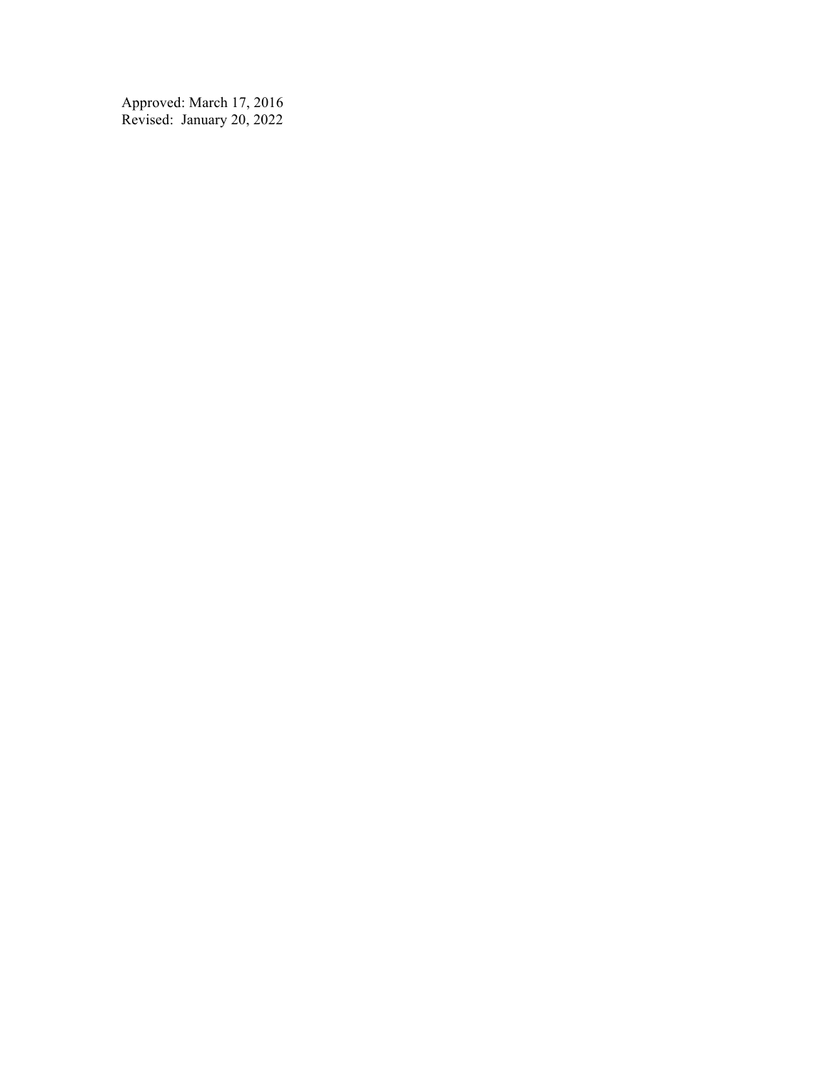Approved: March 17, 2016
Revised: January 20, 2022